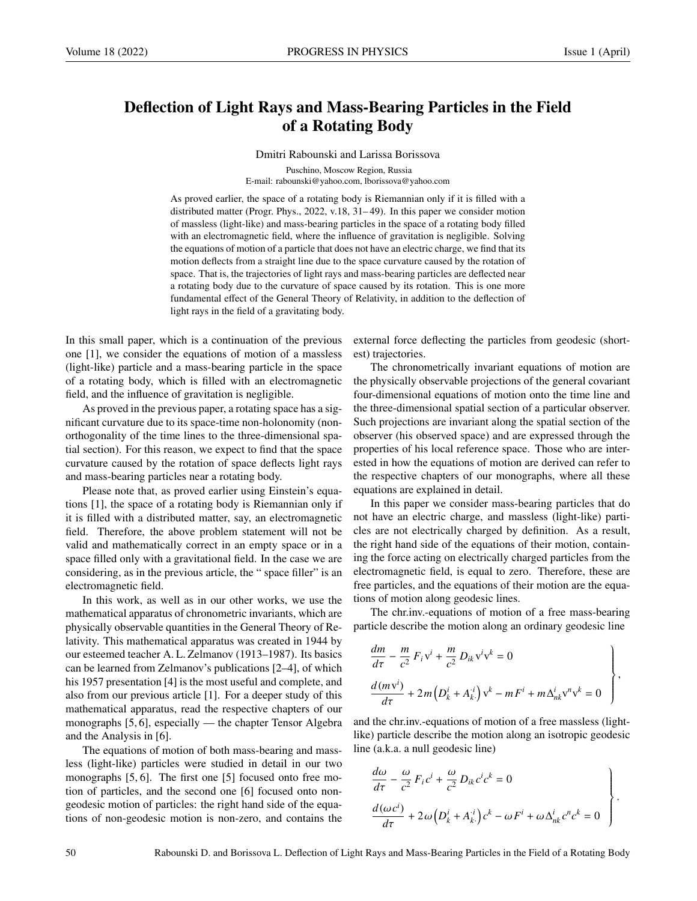# Deflection of Light Rays and Mass-Bearing Particles in the Field of a Rotating Body

Dmitri Rabounski and Larissa Borissova

Puschino, Moscow Region, Russia
E-mail: rabounski@yahoo.com, lborissova@yahoo.com

As proved earlier, the space of a rotating body is Riemannian only if it is filled with a distributed matter (Progr. Phys., 2022, v.18, 31–49). In this paper we consider motion of massless (light-like) and mass-bearing particles in the space of a rotating body filled with an electromagnetic field, where the influence of gravitation is negligible. Solving the equations of motion of a particle that does not have an electric charge, we find that its motion deflects from a straight line due to the space curvature caused by the rotation of space. That is, the trajectories of light rays and mass-bearing particles are deflected near a rotating body due to the curvature of space caused by its rotation. This is one more fundamental effect of the General Theory of Relativity, in addition to the deflection of light rays in the field of a gravitating body.

In this small paper, which is a continuation of the previous one [1], we consider the equations of motion of a massless (light-like) particle and a mass-bearing particle in the space of a rotating body, which is filled with an electromagnetic field, and the influence of gravitation is negligible.

As proved in the previous paper, a rotating space has a significant curvature due to its space-time non-holonomity (non-orthogonality of the time lines to the three-dimensional spatial section). For this reason, we expect to find that the space curvature caused by the rotation of space deflects light rays and mass-bearing particles near a rotating body.

Please note that, as proved earlier using Einstein's equations [1], the space of a rotating body is Riemannian only if it is filled with a distributed matter, say, an electromagnetic field. Therefore, the above problem statement will not be valid and mathematically correct in an empty space or in a space filled only with a gravitational field. In the case we are considering, as in the previous article, the " space filler" is an electromagnetic field.

In this work, as well as in our other works, we use the mathematical apparatus of chronometric invariants, which are physically observable quantities in the General Theory of Relativity. This mathematical apparatus was created in 1944 by our esteemed teacher A. L. Zelmanov (1913–1987). Its basics can be learned from Zelmanov's publications [2–4], of which his 1957 presentation [4] is the most useful and complete, and also from our previous article [1]. For a deeper study of this mathematical apparatus, read the respective chapters of our monographs [5, 6], especially — the chapter Tensor Algebra and the Analysis in [6].

The equations of motion of both mass-bearing and massless (light-like) particles were studied in detail in our two monographs [5, 6]. The first one [5] focused onto free motion of particles, and the second one [6] focused onto non-geodesic motion of particles: the right hand side of the equations of non-geodesic motion is non-zero, and contains the external force deflecting the particles from geodesic (shortest) trajectories.

The chronometrically invariant equations of motion are the physically observable projections of the general covariant four-dimensional equations of motion onto the time line and the three-dimensional spatial section of a particular observer. Such projections are invariant along the spatial section of the observer (his observed space) and are expressed through the properties of his local reference space. Those who are interested in how the equations of motion are derived can refer to the respective chapters of our monographs, where all these equations are explained in detail.

In this paper we consider mass-bearing particles that do not have an electric charge, and massless (light-like) particles are not electrically charged by definition. As a result, the right hand side of the equations of their motion, containing the force acting on electrically charged particles from the electromagnetic field, is equal to zero. Therefore, these are free particles, and the equations of their motion are the equations of motion along geodesic lines.

The chr.inv.-equations of motion of a free mass-bearing particle describe the motion along an ordinary geodesic line

$$\left.\begin{aligned} &\frac{dm}{d\tau} - \frac{m}{c^2}\,F_i\,\text{v}^i + \frac{m}{c^2}\,D_{ik}\,\text{v}^i\text{v}^k = 0 \\ &\frac{d(m\text{v}^i)}{d\tau} + 2m\left(D^i_k + A^{\cdot i}_{k\cdot}\right)\text{v}^k - mF^i + m\Delta^i_{nk}\,\text{v}^n\text{v}^k = 0 \end{aligned}\right\},$$

and the chr.inv.-equations of motion of a free massless (light-like) particle describe the motion along an isotropic geodesic line (a.k.a. a null geodesic line)

$$\left.\begin{aligned} &\frac{d\omega}{d\tau} - \frac{\omega}{c^2}\,F_i\,c^i + \frac{\omega}{c^2}\,D_{ik}\,c^i c^k = 0 \\ &\frac{d(\omega c^i)}{d\tau} + 2\omega\left(D^i_k + A^{\cdot i}_{k\cdot}\right)c^k - \omega F^i + \omega\Delta^i_{nk}\,c^n c^k = 0 \end{aligned}\right\}.$$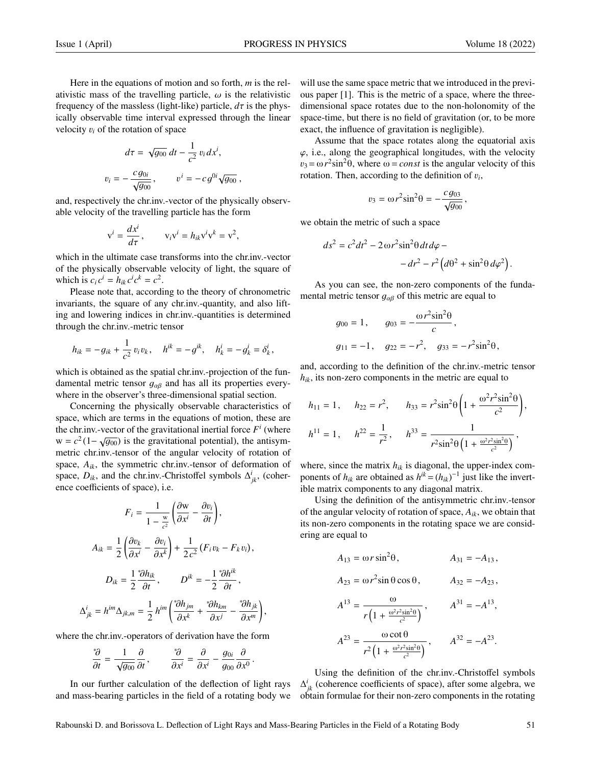Here in the equations of motion and so forth, $m$ is the relativistic mass of the travelling particle, $\omega$ is the relativistic frequency of the massless (light-like) particle, $d\tau$ is the physically observable time interval expressed through the linear velocity $v_i$ of the rotation of space

$$d\tau = \sqrt{g_{00}}\, dt - \frac{1}{c^2}\, v_i\, dx^i,$$

$$v_i = -\frac{c\, g_{0i}}{\sqrt{g_{00}}}\,, \qquad v^i = -c\, g^{0i}\sqrt{g_{00}}\,,$$

and, respectively the chr.inv.-vector of the physically observable velocity of the travelling particle has the form

$$\mathrm{v}^i = \frac{dx^i}{d\tau}\,, \qquad \mathrm{v}_i \mathrm{v}^i = h_{ik}\mathrm{v}^i\mathrm{v}^k = \mathrm{v}^2,$$

which in the ultimate case transforms into the chr.inv.-vector of the physically observable velocity of light, the square of which is $c_i c^i = h_{ik} c^i c^k = c^2$.

Please note that, according to the theory of chronometric invariants, the square of any chr.inv.-quantity, and also lifting and lowering indices in chr.inv.-quantities is determined through the chr.inv.-metric tensor

$$h_{ik} = -g_{ik} + \frac{1}{c^2}\, v_i v_k\,, \quad h^{ik} = -g^{ik}, \quad h^i_k = -g^i_k = \delta^i_k\,,$$

which is obtained as the spatial chr.inv.-projection of the fundamental metric tensor $g_{\alpha\beta}$ and has all its properties everywhere in the observer's three-dimensional spatial section.

Concerning the physically observable characteristics of space, which are terms in the equations of motion, these are the chr.inv.-vector of the gravitational inertial force $F^i$ (where $\mathrm{w} = c^2(1-\sqrt{g_{00}})$ is the gravitational potential), the antisymmetric chr.inv.-tensor of the angular velocity of rotation of space, $A_{ik}$, the symmetric chr.inv.-tensor of deformation of space, $D_{ik}$, and the chr.inv.-Christoffel symbols $\Delta^i_{jk}$, (coherence coefficients of space), i.e.

$$F_i = \frac{1}{1-\frac{\mathrm{w}}{c^2}}\left(\frac{\partial \mathrm{w}}{\partial x^i} - \frac{\partial v_i}{\partial t}\right),$$

$$A_{ik} = \frac{1}{2}\left(\frac{\partial v_k}{\partial x^i} - \frac{\partial v_i}{\partial x^k}\right) + \frac{1}{2c^2}\left(F_i v_k - F_k v_i\right),$$

$$D_{ik} = \frac{1}{2}\frac{{}^*\partial h_{ik}}{\partial t}\,, \qquad D^{ik} = -\frac{1}{2}\frac{{}^*\partial h^{ik}}{\partial t}\,,$$

$$\Delta^i_{jk} = h^{im}\Delta_{jk,m} = \frac{1}{2}\, h^{im}\left(\frac{{}^*\partial h_{jm}}{\partial x^k} + \frac{{}^*\partial h_{km}}{\partial x^j} - \frac{{}^*\partial h_{jk}}{\partial x^m}\right),$$

where the chr.inv.-operators of derivation have the form

$$\frac{{}^*\partial}{\partial t} = \frac{1}{\sqrt{g_{00}}}\frac{\partial}{\partial t}\,, \qquad \frac{{}^*\partial}{\partial x^i} = \frac{\partial}{\partial x^i} - \frac{g_{0i}}{g_{00}}\frac{\partial}{\partial x^0}\,.$$

In our further calculation of the deflection of light rays and mass-bearing particles in the field of a rotating body we will use the same space metric that we introduced in the previous paper [1]. This is the metric of a space, where the three-dimensional space rotates due to the non-holonomity of the space-time, but there is no field of gravitation (or, to be more exact, the influence of gravitation is negligible).

Assume that the space rotates along the equatorial axis $\varphi$, i.e., along the geographical longitudes, with the velocity $v_3 = \omega r^2 \sin^2\theta$, where $\omega = const$ is the angular velocity of this rotation. Then, according to the definition of $v_i$,

$$v_3 = \omega r^2 \sin^2\theta = -\frac{c\, g_{03}}{\sqrt{g_{00}}}\,,$$

we obtain the metric of such a space

$$ds^2 = c^2 dt^2 - 2\,\omega r^2 \sin^2\theta\, dt\, d\varphi - dr^2 - r^2\left(d\theta^2 + \sin^2\theta\, d\varphi^2\right).$$

As you can see, the non-zero components of the fundamental metric tensor $g_{\alpha\beta}$ of this metric are equal to

$$g_{00} = 1\,, \qquad g_{03} = -\frac{\omega r^2 \sin^2\theta}{c}\,,$$

$$g_{11} = -1\,, \quad g_{22} = -r^2, \quad g_{33} = -r^2\sin^2\theta\,,$$

and, according to the definition of the chr.inv.-metric tensor $h_{ik}$, its non-zero components in the metric are equal to

$$h_{11} = 1\,, \quad h_{22} = r^2, \quad h_{33} = r^2\sin^2\theta\left(1 + \frac{\omega^2 r^2 \sin^2\theta}{c^2}\right),$$

$$h^{11} = 1\,, \quad h^{22} = \frac{1}{r^2}\,, \quad h^{33} = \frac{1}{r^2\sin^2\theta\left(1 + \frac{\omega^2 r^2\sin^2\theta}{c^2}\right)}\,,$$

where, since the matrix $h_{ik}$ is diagonal, the upper-index components of $h_{ik}$ are obtained as $h^{ik} = (h_{ik})^{-1}$ just like the invertible matrix components to any diagonal matrix.

Using the definition of the antisymmetric chr.inv.-tensor of the angular velocity of rotation of space, $A_{ik}$, we obtain that its non-zero components in the rotating space we are considering are equal to

$$A_{13} = \omega r \sin^2\theta\,, \qquad A_{31} = -A_{13}\,,$$

$$A_{23} = \omega r^2 \sin\theta\cos\theta\,, \qquad A_{32} = -A_{23}\,,$$

$$A^{13} = \frac{\omega}{r\left(1 + \frac{\omega^2 r^2\sin^2\theta}{c^2}\right)}\,, \qquad A^{31} = -A^{13},$$

$$A^{23} = \frac{\omega\cot\theta}{r^2\left(1 + \frac{\omega^2 r^2\sin^2\theta}{c^2}\right)}\,, \qquad A^{32} = -A^{23}.$$

Using the definition of the chr.inv.-Christoffel symbols $\Delta^i_{jk}$ (coherence coefficients of space), after some algebra, we obtain formulae for their non-zero components in the rotating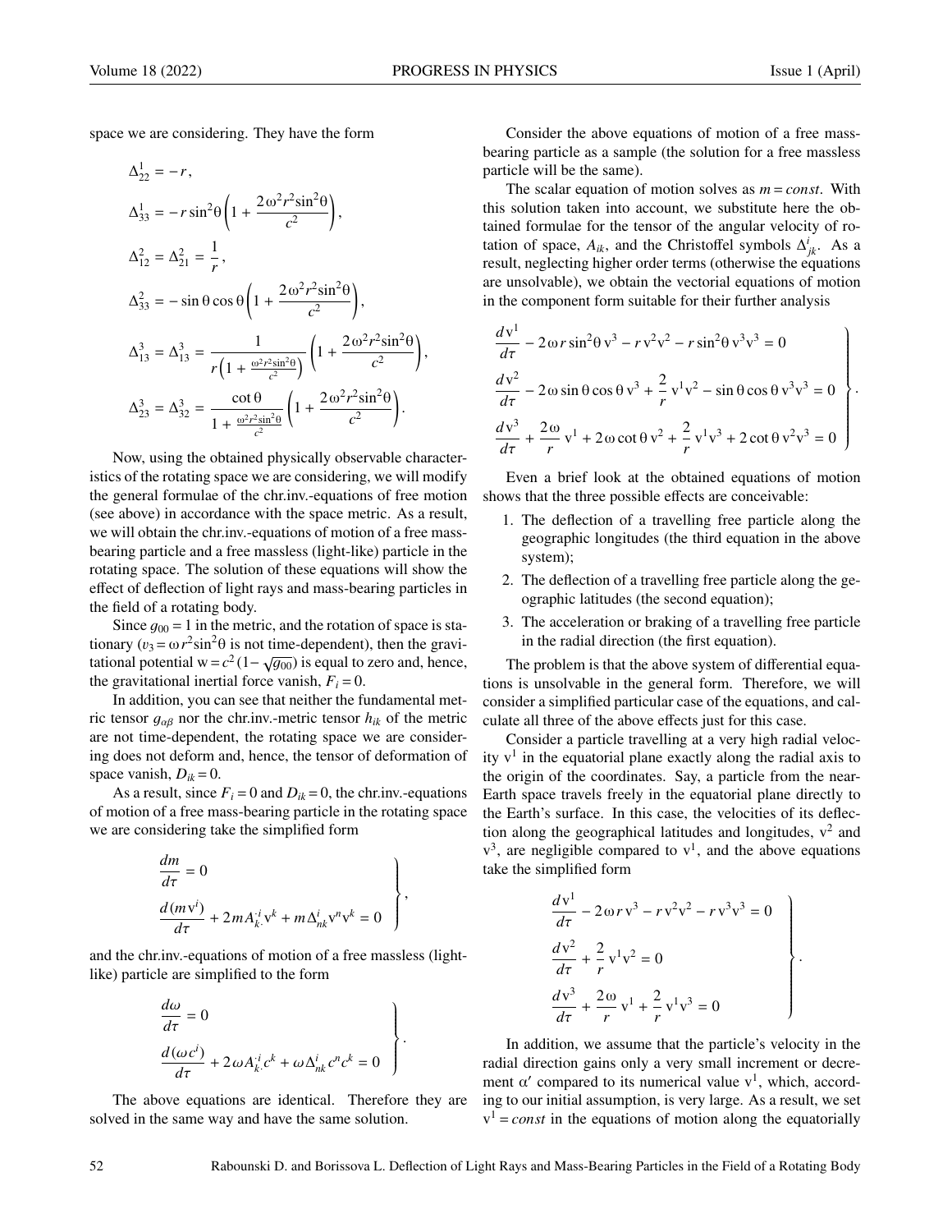space we are considering. They have the form

$$\Delta^1_{22} = -r\,,$$

$$\Delta^1_{33} = -r\sin^2\theta\left(1+\frac{2\omega^2 r^2\sin^2\theta}{c^2}\right),$$

$$\Delta^2_{12} = \Delta^2_{21} = \frac{1}{r}\,,$$

$$\Delta^2_{33} = -\sin\theta\cos\theta\left(1+\frac{2\omega^2 r^2\sin^2\theta}{c^2}\right),$$

$$\Delta^3_{13} = \Delta^3_{13} = \frac{1}{r\left(1+\frac{\omega^2 r^2\sin^2\theta}{c^2}\right)}\left(1+\frac{2\omega^2 r^2\sin^2\theta}{c^2}\right),$$

$$\Delta^3_{23} = \Delta^3_{32} = \frac{\cot\theta}{1+\frac{\omega^2 r^2\sin^2\theta}{c^2}}\left(1+\frac{2\omega^2 r^2\sin^2\theta}{c^2}\right).$$

Now, using the obtained physically observable characteristics of the rotating space we are considering, we will modify the general formulae of the chr.inv.-equations of free motion (see above) in accordance with the space metric. As a result, we will obtain the chr.inv.-equations of motion of a free mass-bearing particle and a free massless (light-like) particle in the rotating space. The solution of these equations will show the effect of deflection of light rays and mass-bearing particles in the field of a rotating body.

Since $g_{00} = 1$ in the metric, and the rotation of space is stationary ($v_3 = \omega r^2\sin^2\theta$ is not time-dependent), then the gravitational potential $\mathrm{w} = c^2(1-\sqrt{g_{00}})$ is equal to zero and, hence, the gravitational inertial force vanish, $F_i = 0$.

In addition, you can see that neither the fundamental metric tensor $g_{\alpha\beta}$ nor the chr.inv.-metric tensor $h_{ik}$ of the metric are not time-dependent, the rotating space we are considering does not deform and, hence, the tensor of deformation of space vanish, $D_{ik} = 0$.

As a result, since $F_i = 0$ and $D_{ik} = 0$, the chr.inv.-equations of motion of a free mass-bearing particle in the rotating space we are considering take the simplified form

$$\left.\begin{aligned} &\frac{dm}{d\tau} = 0 \\ &\frac{d(m\mathrm{v}^i)}{d\tau} + 2mA_{k\cdot}^{\cdot i}\mathrm{v}^k + m\Delta^i_{nk}\mathrm{v}^n\mathrm{v}^k = 0 \end{aligned}\right\},$$

and the chr.inv.-equations of motion of a free massless (light-like) particle are simplified to the form

$$\left.\begin{aligned} &\frac{d\omega}{d\tau} = 0 \\ &\frac{d(\omega c^i)}{d\tau} + 2\omega A_{k\cdot}^{\cdot i}c^k + \omega\Delta^i_{nk}c^n c^k = 0 \end{aligned}\right\}.$$

The above equations are identical. Therefore they are solved in the same way and have the same solution.

Consider the above equations of motion of a free mass-bearing particle as a sample (the solution for a free massless particle will be the same).

The scalar equation of motion solves as $m = const$. With this solution taken into account, we substitute here the obtained formulae for the tensor of the angular velocity of rotation of space, $A_{ik}$, and the Christoffel symbols $\Delta^i_{jk}$. As a result, neglecting higher order terms (otherwise the equations are unsolvable), we obtain the vectorial equations of motion in the component form suitable for their further analysis

$$\left.\begin{aligned} &\frac{d\mathrm{v}^1}{d\tau} - 2\omega r\sin^2\theta\,\mathrm{v}^3 - r\,\mathrm{v}^2\mathrm{v}^2 - r\sin^2\theta\,\mathrm{v}^3\mathrm{v}^3 = 0 \\ &\frac{d\mathrm{v}^2}{d\tau} - 2\omega\sin\theta\cos\theta\,\mathrm{v}^3 + \frac{2}{r}\,\mathrm{v}^1\mathrm{v}^2 - \sin\theta\cos\theta\,\mathrm{v}^3\mathrm{v}^3 = 0 \\ &\frac{d\mathrm{v}^3}{d\tau} + \frac{2\omega}{r}\,\mathrm{v}^1 + 2\omega\cot\theta\,\mathrm{v}^2 + \frac{2}{r}\,\mathrm{v}^1\mathrm{v}^3 + 2\cot\theta\,\mathrm{v}^2\mathrm{v}^3 = 0 \end{aligned}\right\}.$$

Even a brief look at the obtained equations of motion shows that the three possible effects are conceivable:

1. The deflection of a travelling free particle along the geographic longitudes (the third equation in the above system);
2. The deflection of a travelling free particle along the geographic latitudes (the second equation);
3. The acceleration or braking of a travelling free particle in the radial direction (the first equation).

The problem is that the above system of differential equations is unsolvable in the general form. Therefore, we will consider a simplified particular case of the equations, and calculate all three of the above effects just for this case.

Consider a particle travelling at a very high radial velocity $\mathrm{v}^1$ in the equatorial plane exactly along the radial axis to the origin of the coordinates. Say, a particle from the near-Earth space travels freely in the equatorial plane directly to the Earth's surface. In this case, the velocities of its deflection along the geographical latitudes and longitudes, $\mathrm{v}^2$ and $\mathrm{v}^3$, are negligible compared to $\mathrm{v}^1$, and the above equations take the simplified form

$$\left.\begin{aligned} &\frac{d\mathrm{v}^1}{d\tau} - 2\omega r\,\mathrm{v}^3 - r\,\mathrm{v}^2\mathrm{v}^2 - r\,\mathrm{v}^3\mathrm{v}^3 = 0 \\ &\frac{d\mathrm{v}^2}{d\tau} + \frac{2}{r}\,\mathrm{v}^1\mathrm{v}^2 = 0 \\ &\frac{d\mathrm{v}^3}{d\tau} + \frac{2\omega}{r}\,\mathrm{v}^1 + \frac{2}{r}\,\mathrm{v}^1\mathrm{v}^3 = 0 \end{aligned}\right\}.$$

In addition, we assume that the particle's velocity in the radial direction gains only a very small increment or decrement $\alpha'$ compared to its numerical value $\mathrm{v}^1$, which, according to our initial assumption, is very large. As a result, we set $\mathrm{v}^1 = const$ in the equations of motion along the equatorially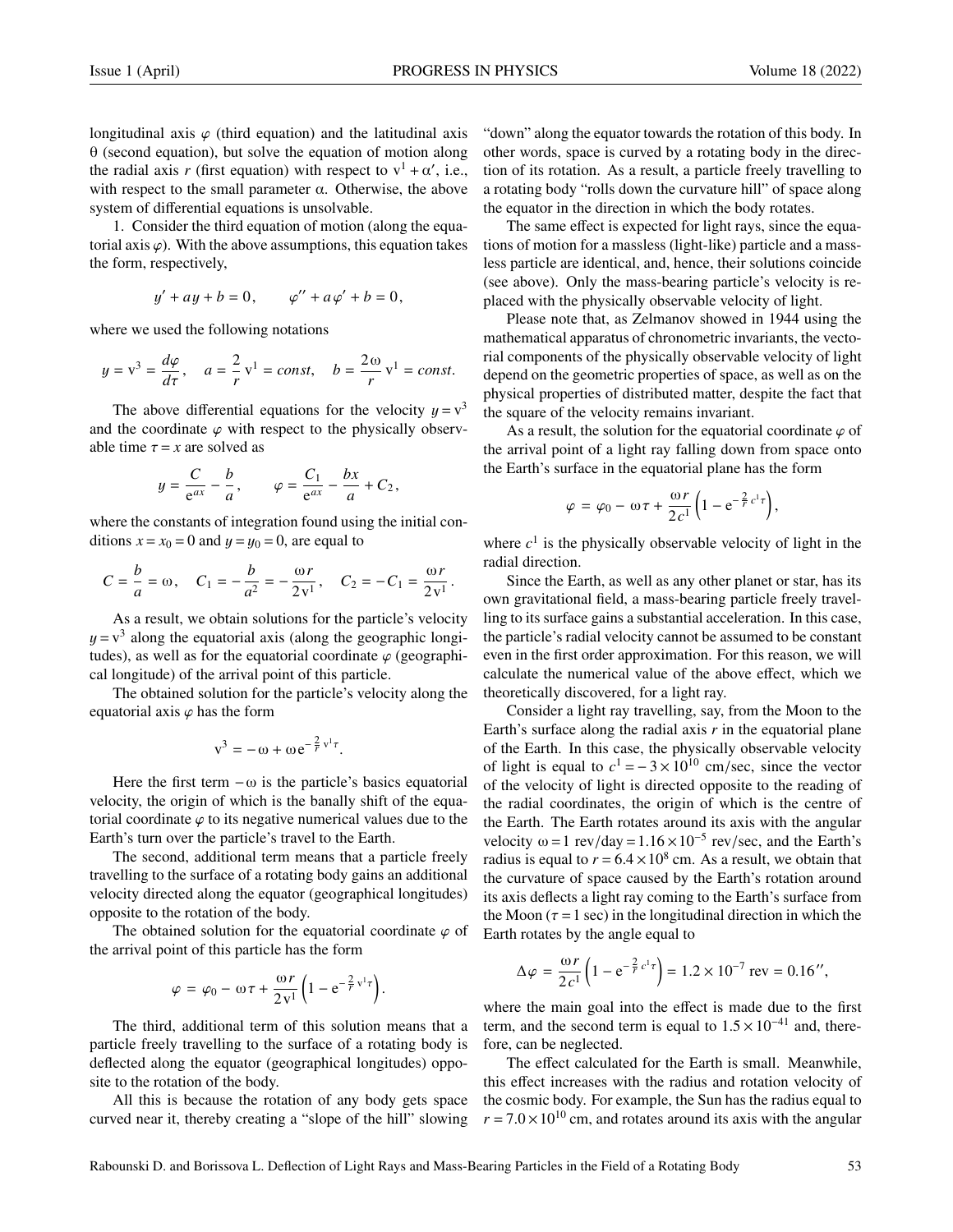longitudinal axis $\varphi$ (third equation) and the latitudinal axis $\theta$ (second equation), but solve the equation of motion along the radial axis $r$ (first equation) with respect to $\mathrm{v}^1 + \alpha'$, i.e., with respect to the small parameter $\alpha$. Otherwise, the above system of differential equations is unsolvable.

1. Consider the third equation of motion (along the equatorial axis $\varphi$). With the above assumptions, this equation takes the form, respectively,

$$y' + ay + b = 0\,, \qquad \varphi'' + a\varphi' + b = 0\,,$$

where we used the following notations

$$y = \mathrm{v}^3 = \frac{d\varphi}{d\tau}\,, \quad a = \frac{2}{r}\,\mathrm{v}^1 = const, \quad b = \frac{2\omega}{r}\,\mathrm{v}^1 = const.$$

The above differential equations for the velocity $y = \mathrm{v}^3$ and the coordinate $\varphi$ with respect to the physically observable time $\tau = x$ are solved as

$$y = \frac{C}{\mathrm{e}^{ax}} - \frac{b}{a}\,, \qquad \varphi = \frac{C_1}{\mathrm{e}^{ax}} - \frac{bx}{a} + C_2\,,$$

where the constants of integration found using the initial conditions $x = x_0 = 0$ and $y = y_0 = 0$, are equal to

$$C = \frac{b}{a} = \omega\,, \quad C_1 = -\frac{b}{a^2} = -\frac{\omega r}{2\mathrm{v}^1}\,, \quad C_2 = -C_1 = \frac{\omega r}{2\mathrm{v}^1}\,.$$

As a result, we obtain solutions for the particle's velocity $y = \mathrm{v}^3$ along the equatorial axis (along the geographic longitudes), as well as for the equatorial coordinate $\varphi$ (geographical longitude) of the arrival point of this particle.

The obtained solution for the particle's velocity along the equatorial axis $\varphi$ has the form

$$\mathrm{v}^3 = -\,\omega + \omega\,\mathrm{e}^{-\frac{2}{r}\mathrm{v}^1\tau}.$$

Here the first term $-\,\omega$ is the particle's basics equatorial velocity, the origin of which is the banally shift of the equatorial coordinate $\varphi$ to its negative numerical values due to the Earth's turn over the particle's travel to the Earth.

The second, additional term means that a particle freely travelling to the surface of a rotating body gains an additional velocity directed along the equator (geographical longitudes) opposite to the rotation of the body.

The obtained solution for the equatorial coordinate $\varphi$ of the arrival point of this particle has the form

$$\varphi = \varphi_0 - \omega\tau + \frac{\omega r}{2\mathrm{v}^1}\left(1 - \mathrm{e}^{-\frac{2}{r}\mathrm{v}^1\tau}\right).$$

The third, additional term of this solution means that a particle freely travelling to the surface of a rotating body is deflected along the equator (geographical longitudes) opposite to the rotation of the body.

All this is because the rotation of any body gets space curved near it, thereby creating a "slope of the hill" slowing "down" along the equator towards the rotation of this body. In other words, space is curved by a rotating body in the direction of its rotation. As a result, a particle freely travelling to a rotating body "rolls down the curvature hill" of space along the equator in the direction in which the body rotates.

The same effect is expected for light rays, since the equations of motion for a massless (light-like) particle and a massless particle are identical, and, hence, their solutions coincide (see above). Only the mass-bearing particle's velocity is replaced with the physically observable velocity of light.

Please note that, as Zelmanov showed in 1944 using the mathematical apparatus of chronometric invariants, the vectorial components of the physically observable velocity of light depend on the geometric properties of space, as well as on the physical properties of distributed matter, despite the fact that the square of the velocity remains invariant.

As a result, the solution for the equatorial coordinate $\varphi$ of the arrival point of a light ray falling down from space onto the Earth's surface in the equatorial plane has the form

$$\varphi = \varphi_0 - \omega\tau + \frac{\omega r}{2c^1}\left(1 - \mathrm{e}^{-\frac{2}{r}c^1\tau}\right),$$

where $c^1$ is the physically observable velocity of light in the radial direction.

Since the Earth, as well as any other planet or star, has its own gravitational field, a mass-bearing particle freely travelling to its surface gains a substantial acceleration. In this case, the particle's radial velocity cannot be assumed to be constant even in the first order approximation. For this reason, we will calculate the numerical value of the above effect, which we theoretically discovered, for a light ray.

Consider a light ray travelling, say, from the Moon to the Earth's surface along the radial axis $r$ in the equatorial plane of the Earth. In this case, the physically observable velocity of light is equal to $c^1 = -\,3\times10^{10}$ cm/sec, since the vector of the velocity of light is directed opposite to the reading of the radial coordinates, the origin of which is the centre of the Earth. The Earth rotates around its axis with the angular velocity $\omega = 1$ rev/day $= 1.16\times10^{-5}$ rev/sec, and the Earth's radius is equal to $r = 6.4\times10^{8}$ cm. As a result, we obtain that the curvature of space caused by the Earth's rotation around its axis deflects a light ray coming to the Earth's surface from the Moon ($\tau = 1$ sec) in the longitudinal direction in which the Earth rotates by the angle equal to

$$\Delta\varphi = \frac{\omega r}{2c^1}\left(1 - \mathrm{e}^{-\frac{2}{r}c^1\tau}\right) = 1.2\times10^{-7}\ \text{rev} = 0.16'',$$

where the main goal into the effect is made due to the first term, and the second term is equal to $1.5\times10^{-41}$ and, therefore, can be neglected.

The effect calculated for the Earth is small. Meanwhile, this effect increases with the radius and rotation velocity of the cosmic body. For example, the Sun has the radius equal to $r = 7.0\times10^{10}$ cm, and rotates around its axis with the angular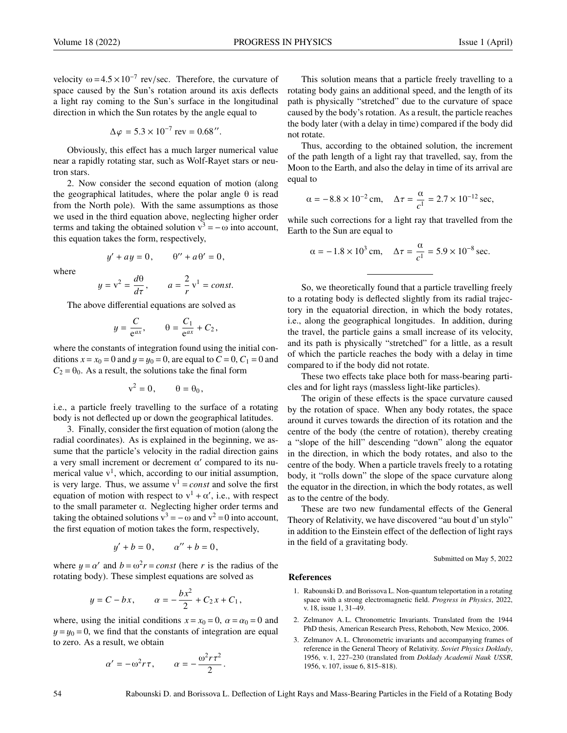velocity $\omega = 4.5 \times 10^{-7}$ rev/sec. Therefore, the curvature of space caused by the Sun's rotation around its axis deflects a light ray coming to the Sun's surface in the longitudinal direction in which the Sun rotates by the angle equal to

$$\Delta\varphi = 5.3 \times 10^{-7} \text{ rev} = 0.68''.$$

Obviously, this effect has a much larger numerical value near a rapidly rotating star, such as Wolf-Rayet stars or neutron stars.

2. Now consider the second equation of motion (along the geographical latitudes, where the polar angle $\theta$ is read from the North pole). With the same assumptions as those we used in the third equation above, neglecting higher order terms and taking the obtained solution $\mathrm{v}^3 = -\omega$ into account, this equation takes the form, respectively,

$$y' + ay = 0, \qquad \theta'' + a\theta' = 0,$$

where

$$y = \mathrm{v}^2 = \frac{d\theta}{d\tau}, \qquad a = \frac{2}{r}\,\mathrm{v}^1 = const.$$

The above differential equations are solved as

$$y = \frac{C}{\mathrm{e}^{ax}}, \qquad \theta = \frac{C_1}{\mathrm{e}^{ax}} + C_2,$$

where the constants of integration found using the initial conditions $x = x_0 = 0$ and $y = y_0 = 0$, are equal to $C = 0$, $C_1 = 0$ and $C_2 = \theta_0$. As a result, the solutions take the final form

$$\mathrm{v}^2 = 0, \qquad \theta = \theta_0,$$

i.e., a particle freely travelling to the surface of a rotating body is not deflected up or down the geographical latitudes.

3. Finally, consider the first equation of motion (along the radial coordinates). As is explained in the beginning, we assume that the particle's velocity in the radial direction gains a very small increment or decrement $\alpha'$ compared to its numerical value $\mathrm{v}^1$, which, according to our initial assumption, is very large. Thus, we assume $\mathrm{v}^1 = const$ and solve the first equation of motion with respect to $\mathrm{v}^1 + \alpha'$, i.e., with respect to the small parameter $\alpha$. Neglecting higher order terms and taking the obtained solutions $\mathrm{v}^3 = -\omega$ and $\mathrm{v}^2 = 0$ into account, the first equation of motion takes the form, respectively,

$$y' + b = 0, \qquad \alpha'' + b = 0,$$

where $y = \alpha'$ and $b = \omega^2 r = const$ (here $r$ is the radius of the rotating body). These simplest equations are solved as

$$y = C - bx, \qquad \alpha = -\frac{bx^2}{2} + C_2 x + C_1,$$

where, using the initial conditions $x = x_0 = 0$, $\alpha = \alpha_0 = 0$ and $y = y_0 = 0$, we find that the constants of integration are equal to zero. As a result, we obtain

$$\alpha' = -\omega^2 r\tau, \qquad \alpha = -\frac{\omega^2 r\tau^2}{2}.$$

This solution means that a particle freely travelling to a rotating body gains an additional speed, and the length of its path is physically "stretched" due to the curvature of space caused by the body's rotation. As a result, the particle reaches the body later (with a delay in time) compared if the body did not rotate.

Thus, according to the obtained solution, the increment of the path length of a light ray that travelled, say, from the Moon to the Earth, and also the delay in time of its arrival are equal to

$$\alpha = -8.8 \times 10^{-2}\,\text{cm}, \quad \Delta\tau = \frac{\alpha}{c^1} = 2.7 \times 10^{-12}\,\text{sec},$$

while such corrections for a light ray that travelled from the Earth to the Sun are equal to

$$\alpha = -1.8 \times 10^{3}\,\text{cm}, \quad \Delta\tau = \frac{\alpha}{c^1} = 5.9 \times 10^{-8}\,\text{sec}.$$

---

So, we theoretically found that a particle travelling freely to a rotating body is deflected slightly from its radial trajectory in the equatorial direction, in which the body rotates, i.e., along the geographical longitudes. In addition, during the travel, the particle gains a small increase of its velocity, and its path is physically "stretched" for a little, as a result of which the particle reaches the body with a delay in time compared to if the body did not rotate.

These two effects take place both for mass-bearing particles and for light rays (massless light-like particles).

The origin of these effects is the space curvature caused by the rotation of space. When any body rotates, the space around it curves towards the direction of its rotation and the centre of the body (the centre of rotation), thereby creating a "slope of the hill" descending "down" along the equator in the direction, in which the body rotates, and also to the centre of the body. When a particle travels freely to a rotating body, it "rolls down" the slope of the space curvature along the equator in the direction, in which the body rotates, as well as to the centre of the body.

These are two new fundamental effects of the General Theory of Relativity, we have discovered "au bout d'un stylo" in addition to the Einstein effect of the deflection of light rays in the field of a gravitating body.

Submitted on May 5, 2022

## References

1. Rabounski D. and Borissova L. Non-quantum teleportation in a rotating space with a strong electromagnetic field. *Progress in Physics*, 2022, v. 18, issue 1, 31–49.
2. Zelmanov A. L. Chronometric Invariants. Translated from the 1944 PhD thesis, American Research Press, Rehoboth, New Mexico, 2006.
3. Zelmanov A. L. Chronometric invariants and accompanying frames of reference in the General Theory of Relativity. *Soviet Physics Doklady*, 1956, v. 1, 227–230 (translated from *Doklady Academii Nauk USSR*, 1956, v. 107, issue 6, 815–818).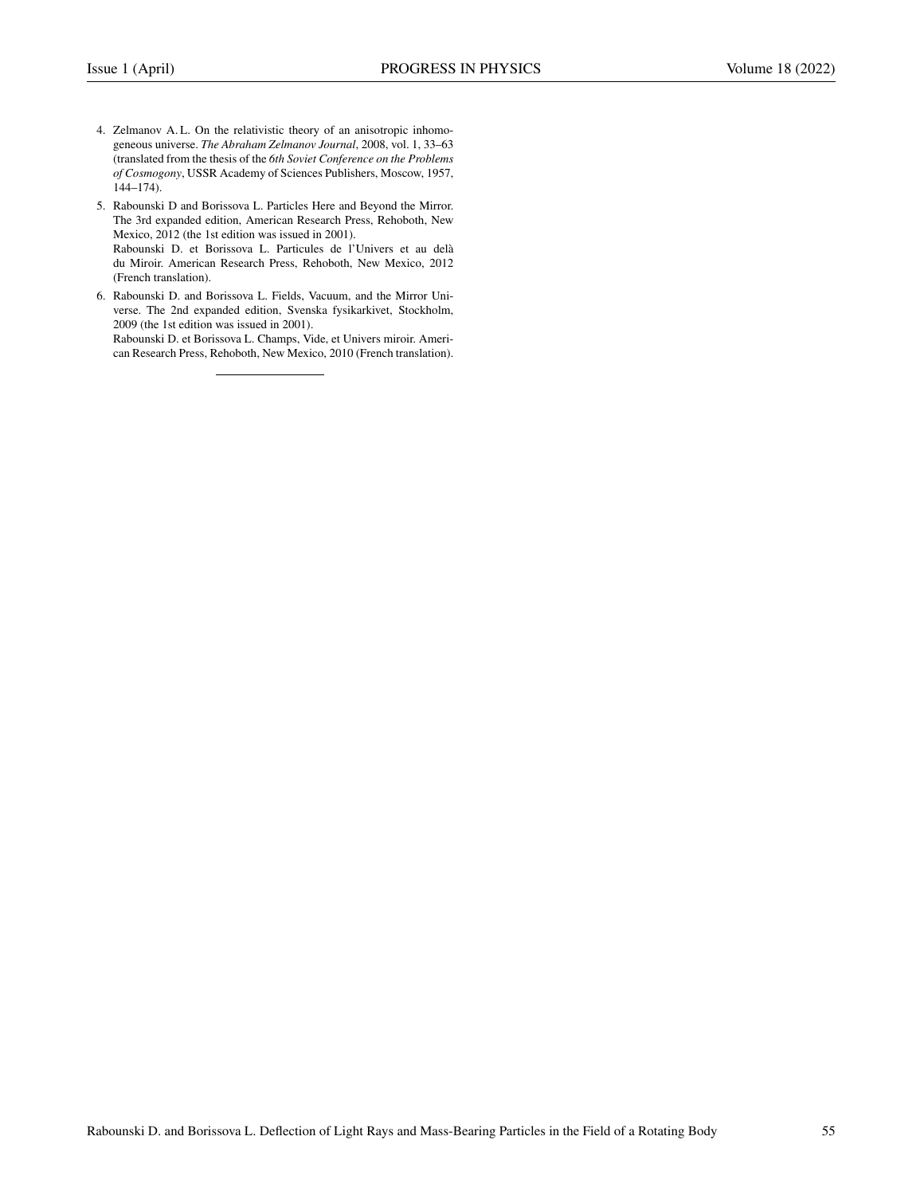4. Zelmanov A. L. On the relativistic theory of an anisotropic inhomogeneous universe. *The Abraham Zelmanov Journal*, 2008, vol. 1, 33–63 (translated from the thesis of the *6th Soviet Conference on the Problems of Cosmogony*, USSR Academy of Sciences Publishers, Moscow, 1957, 144–174).
5. Rabounski D and Borissova L. Particles Here and Beyond the Mirror. The 3rd expanded edition, American Research Press, Rehoboth, New Mexico, 2012 (the 1st edition was issued in 2001).
   Rabounski D. et Borissova L. Particules de l'Univers et au delà du Miroir. American Research Press, Rehoboth, New Mexico, 2012 (French translation).
6. Rabounski D. and Borissova L. Fields, Vacuum, and the Mirror Universe. The 2nd expanded edition, Svenska fysikarkivet, Stockholm, 2009 (the 1st edition was issued in 2001).
   Rabounski D. et Borissova L. Champs, Vide, et Univers miroir. American Research Press, Rehoboth, New Mexico, 2010 (French translation).